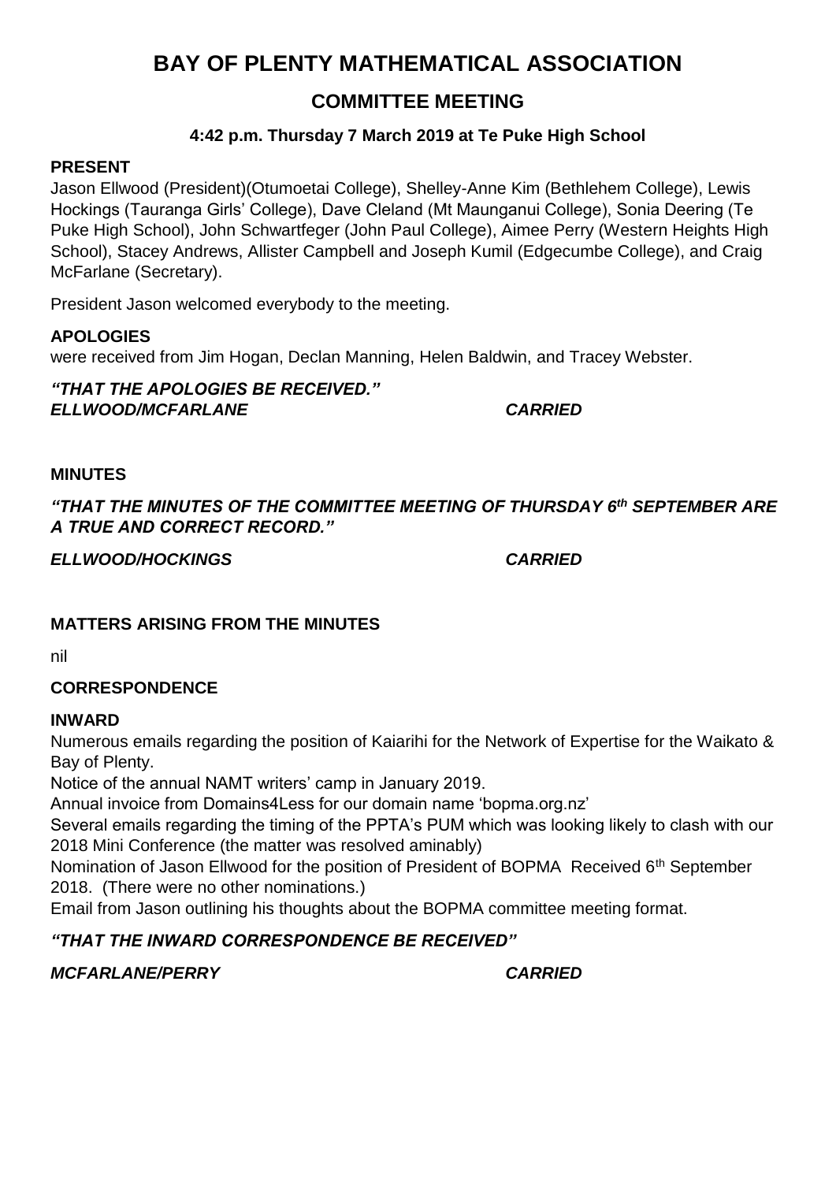# BAY OF PLENTY MATHEMATICAL ASSOCIATION

## COMMITTEE MEETING

### 4:42 p.m. Thursday 7 March 2019 at Te Puke High School

**PRESENT**

Jason Ellwood (President)(Otumoetai College), Shelley-Anne Kim (Bethlehem College), Lewis Hockings (Tauranga Girls' College), Dave Cleland (Mt Maunganui College), Sonia Deering (Te Puke High School), John Schwartfeger (John Paul College), Aimee Perry (Western Heights High School), Stacey Andrews, Allister Campbell and Joseph Kumil (Edgecumbe College), and Craig McFarlane (Secretary).

President Jason welcomed everybody to the meeting.

**APOLOGIES**

were received from Jim Hogan, Declan Manning, Helen Baldwin, and Tracey Webster.

***"THAT THE APOLOGIES BE RECEIVED."***
***ELLWOOD/MCFARLANE*** ***CARRIED***

**MINUTES**

***"THAT THE MINUTES OF THE COMMITTEE MEETING OF THURSDAY 6th SEPTEMBER ARE A TRUE AND CORRECT RECORD."***

***ELLWOOD/HOCKINGS*** ***CARRIED***

**MATTERS ARISING FROM THE MINUTES**

nil

**CORRESPONDENCE**

**INWARD**

Numerous emails regarding the position of Kaiarihi for the Network of Expertise for the Waikato & Bay of Plenty.

Notice of the annual NAMT writers' camp in January 2019.

Annual invoice from Domains4Less for our domain name 'bopma.org.nz'

Several emails regarding the timing of the PPTA's PUM which was looking likely to clash with our 2018 Mini Conference (the matter was resolved aminably)

Nomination of Jason Ellwood for the position of President of BOPMA Received 6th September 2018. (There were no other nominations.)

Email from Jason outlining his thoughts about the BOPMA committee meeting format.

***"THAT THE INWARD CORRESPONDENCE BE RECEIVED"***

***MCFARLANE/PERRY*** ***CARRIED***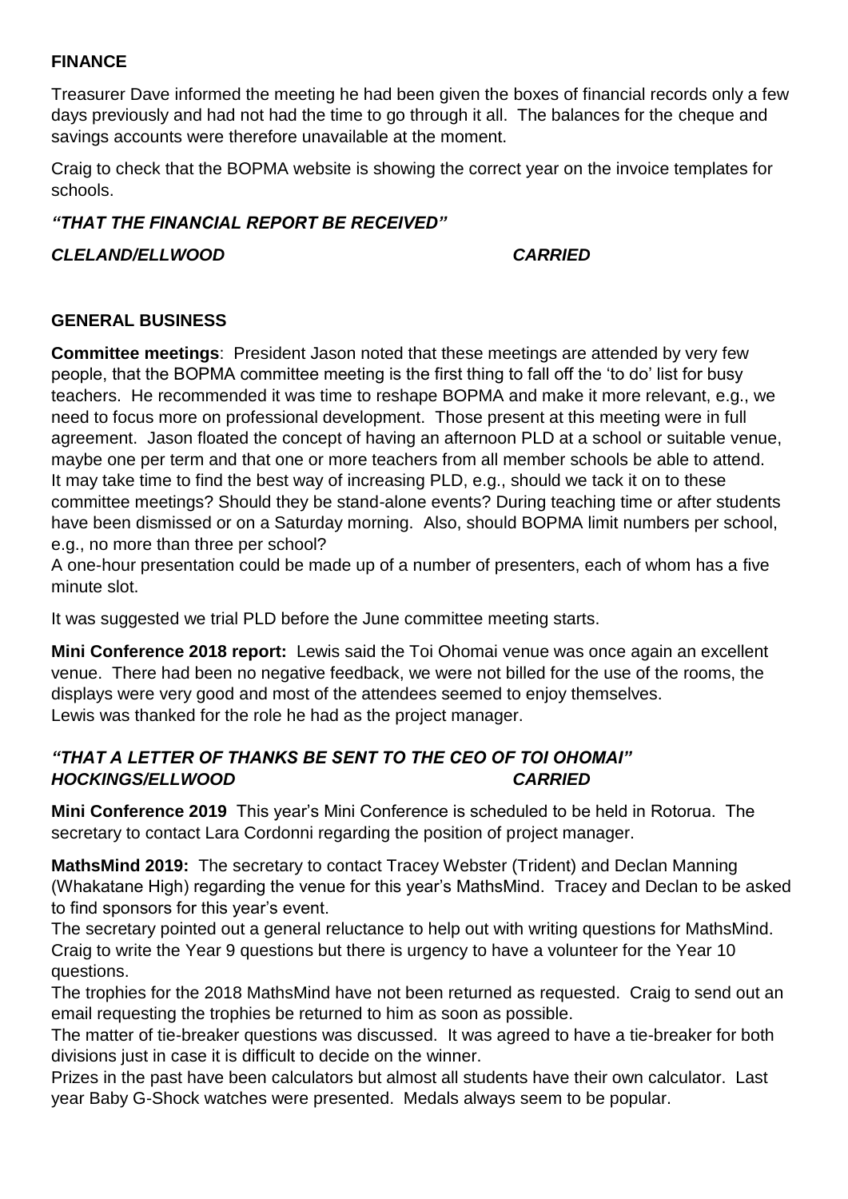**FINANCE**

Treasurer Dave informed the meeting he had been given the boxes of financial records only a few days previously and had not had the time to go through it all. The balances for the cheque and savings accounts were therefore unavailable at the moment.

Craig to check that the BOPMA website is showing the correct year on the invoice templates for schools.

***"THAT THE FINANCIAL REPORT BE RECEIVED"***

***CLELAND/ELLWOOD CARRIED***

**GENERAL BUSINESS**

**Committee meetings**: President Jason noted that these meetings are attended by very few people, that the BOPMA committee meeting is the first thing to fall off the 'to do' list for busy teachers. He recommended it was time to reshape BOPMA and make it more relevant, e.g., we need to focus more on professional development. Those present at this meeting were in full agreement. Jason floated the concept of having an afternoon PLD at a school or suitable venue, maybe one per term and that one or more teachers from all member schools be able to attend. It may take time to find the best way of increasing PLD, e.g., should we tack it on to these committee meetings? Should they be stand-alone events? During teaching time or after students have been dismissed or on a Saturday morning. Also, should BOPMA limit numbers per school, e.g., no more than three per school?
A one-hour presentation could be made up of a number of presenters, each of whom has a five minute slot.

It was suggested we trial PLD before the June committee meeting starts.

**Mini Conference 2018 report:** Lewis said the Toi Ohomai venue was once again an excellent venue. There had been no negative feedback, we were not billed for the use of the rooms, the displays were very good and most of the attendees seemed to enjoy themselves.
Lewis was thanked for the role he had as the project manager.

***"THAT A LETTER OF THANKS BE SENT TO THE CEO OF TOI OHOMAI"***
***HOCKINGS/ELLWOOD CARRIED***

**Mini Conference 2019** This year's Mini Conference is scheduled to be held in Rotorua. The secretary to contact Lara Cordonni regarding the position of project manager.

**MathsMind 2019:** The secretary to contact Tracey Webster (Trident) and Declan Manning (Whakatane High) regarding the venue for this year's MathsMind. Tracey and Declan to be asked to find sponsors for this year's event.
The secretary pointed out a general reluctance to help out with writing questions for MathsMind. Craig to write the Year 9 questions but there is urgency to have a volunteer for the Year 10 questions.
The trophies for the 2018 MathsMind have not been returned as requested. Craig to send out an email requesting the trophies be returned to him as soon as possible.
The matter of tie-breaker questions was discussed. It was agreed to have a tie-breaker for both divisions just in case it is difficult to decide on the winner.
Prizes in the past have been calculators but almost all students have their own calculator. Last year Baby G-Shock watches were presented. Medals always seem to be popular.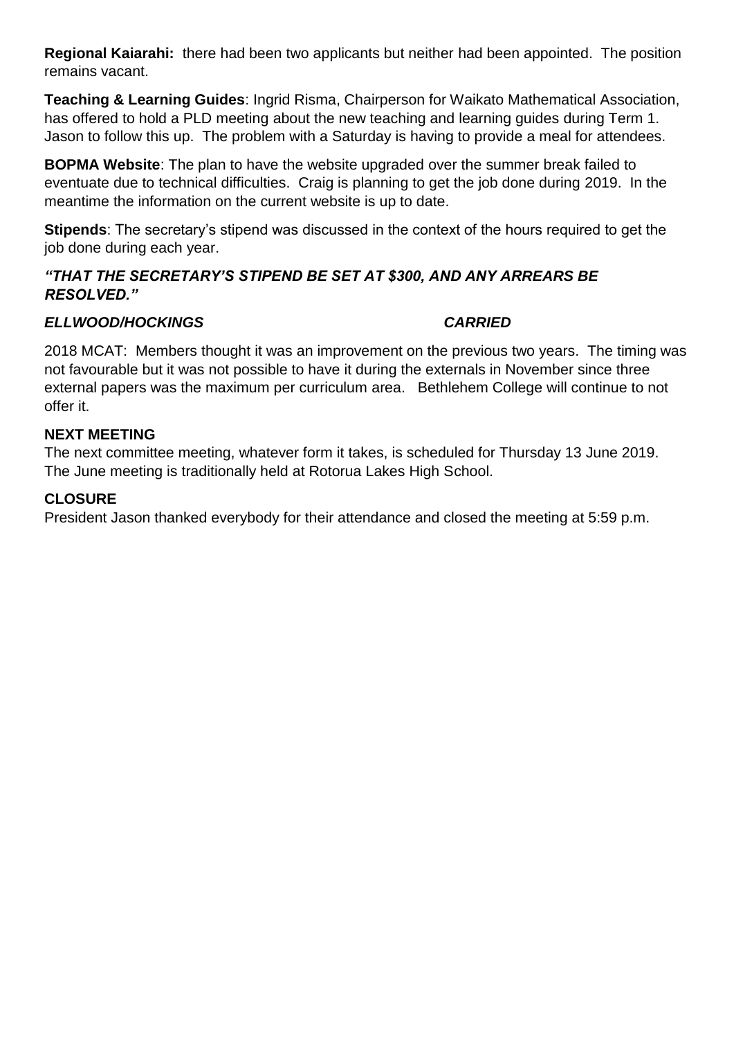**Regional Kaiarahi:** there had been two applicants but neither had been appointed. The position remains vacant.

**Teaching & Learning Guides**: Ingrid Risma, Chairperson for Waikato Mathematical Association, has offered to hold a PLD meeting about the new teaching and learning guides during Term 1. Jason to follow this up. The problem with a Saturday is having to provide a meal for attendees.

**BOPMA Website**: The plan to have the website upgraded over the summer break failed to eventuate due to technical difficulties. Craig is planning to get the job done during 2019. In the meantime the information on the current website is up to date.

**Stipends**: The secretary's stipend was discussed in the context of the hours required to get the job done during each year.

***"THAT THE SECRETARY'S STIPEND BE SET AT $300, AND ANY ARREARS BE RESOLVED."***

***ELLWOOD/HOCKINGS*** ***CARRIED***

2018 MCAT: Members thought it was an improvement on the previous two years. The timing was not favourable but it was not possible to have it during the externals in November since three external papers was the maximum per curriculum area. Bethlehem College will continue to not offer it.

**NEXT MEETING**

The next committee meeting, whatever form it takes, is scheduled for Thursday 13 June 2019. The June meeting is traditionally held at Rotorua Lakes High School.

**CLOSURE**

President Jason thanked everybody for their attendance and closed the meeting at 5:59 p.m.